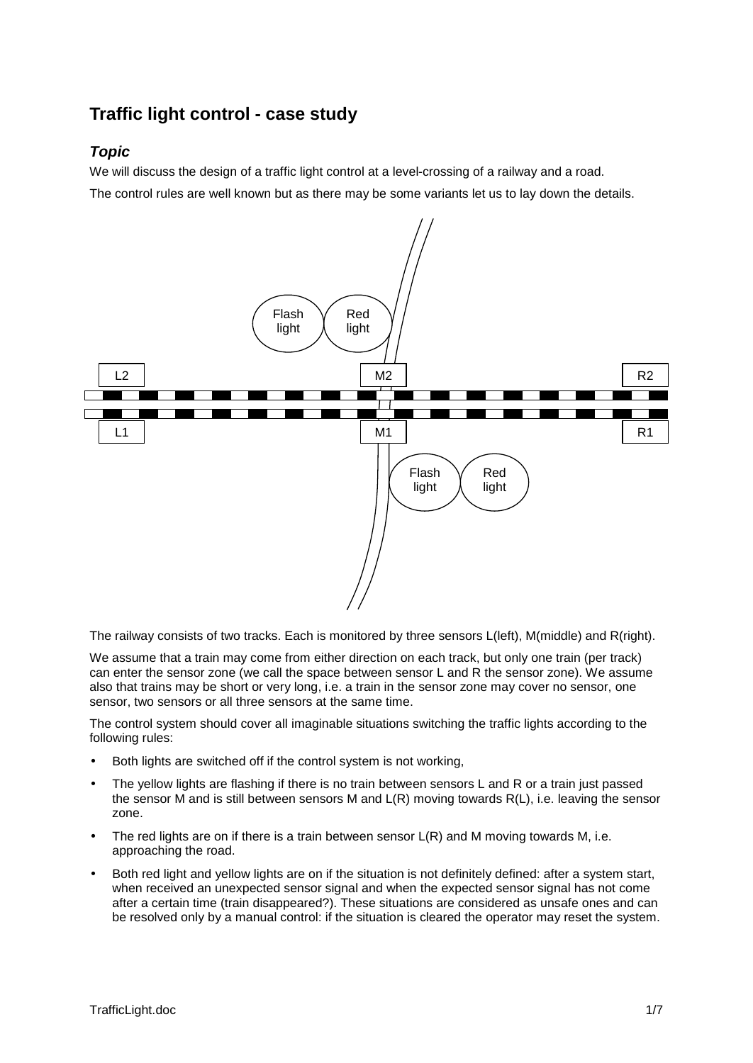# Traffic light control - case study

## *Topic*

We will discuss the design of a traffic light control at a level-crossing of a railway and a road.

The control rules are well known but as there may be some variants let us to lay down the details.

The railway consists of two tracks. Each is monitored by three sensors L(left), M(middle) and R(right).

We assume that a train may come from either direction on each track, but only one train (per track) can enter the sensor zone (we call the space between sensor L and R the sensor zone). We assume also that trains may be short or very long, i.e. a train in the sensor zone may cover no sensor, one sensor, two sensors or all three sensors at the same time.

The control system should cover all imaginable situations switching the traffic lights according to the following rules:

- Both lights are switched off if the control system is not working,
- The yellow lights are flashing if there is no train between sensors L and R or a train just passed the sensor M and is still between sensors M and L(R) moving towards R(L), i.e. leaving the sensor zone.
- The red lights are on if there is a train between sensor L(R) and M moving towards M, i.e. approaching the road.
- Both red light and yellow lights are on if the situation is not definitely defined: after a system start, when received an unexpected sensor signal and when the expected sensor signal has not come after a certain time (train disappeared?). These situations are considered as unsafe ones and can be resolved only by a manual control: if the situation is cleared the operator may reset the system.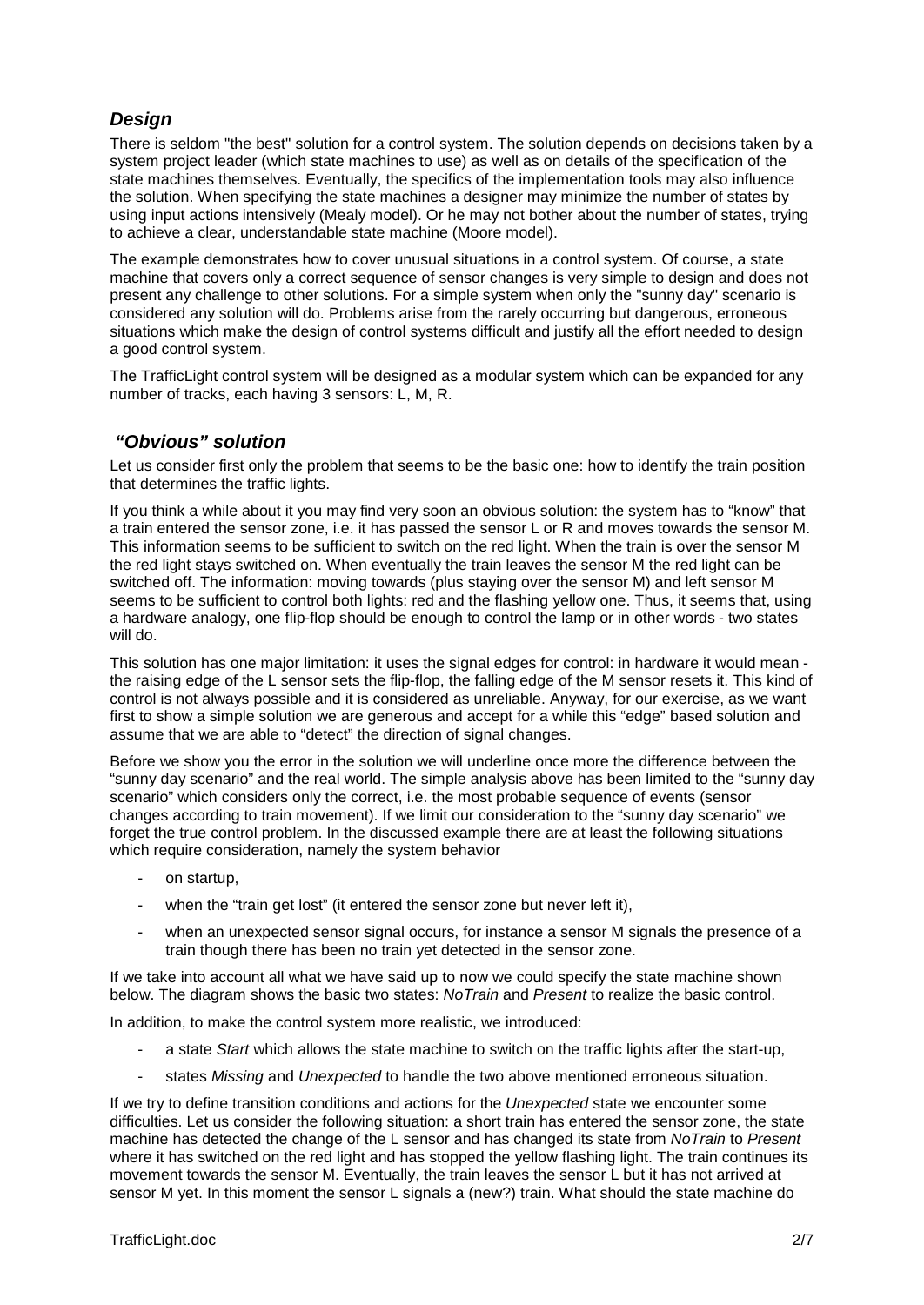## *Design*

There is seldom "the best" solution for a control system. The solution depends on decisions taken by a system project leader (which state machines to use) as well as on details of the specification of the state machines themselves. Eventually, the specifics of the implementation tools may also influence the solution. When specifying the state machines a designer may minimize the number of states by using input actions intensively (Mealy model). Or he may not bother about the number of states, trying to achieve a clear, understandable state machine (Moore model).

The example demonstrates how to cover unusual situations in a control system. Of course, a state machine that covers only a correct sequence of state changes is very simple to design and does not present any challenge to other solutions. For a simple system when only the "sunny day" scenario is considered any solution will do. Problems arise from the rarely occurring but dangerous, erroneous situations which make the design of control systems difficult and justify all the effort needed to design a good control system.

The TrafficLight control system will be designed as a modular system which can be expanded for any number of tracks, each having 3 sensors: L, M, R.

## *"Obvious" solution*

Let us consider first only the problem that seems to be the basic one: how to identify the train position that determines the traffic lights.

If you think a while about it you may find very soon an obvious solution: the system has to "know" that a train entered the sensor zone, i.e. it has passed the sensor L or R and moves towards the sensor M. This information seems to be sufficient to switch on the red light. When the train is over the sensor M the red light stays switched on. When eventually the train leaves the sensor M the red light can be switched off. The information: moving towards (plus staying over the sensor M) and left sensor M seems to be sufficient to control both lights: red and the flashing yellow one. Thus, it seems that, using a hardware analogy, one flip-flop should be enough to control the lamp or in other words - two states will do.

This solution has one major limitation: it uses the signal edges for control: in hardware it would mean - the raising edge of the L sensor sets the flip-flop, the falling edge of the M sensor resets it. This kind of control is not always possible and it is considered as unreliable. Anyway, for our exercise, as we want first to show a simple solution we are generous and accept for a while this "edge" based solution and assume that we are able to "detect" the direction of signal changes.

Before we show you the error in the solution we will underline once more the difference between the "sunny day scenario" and the real world. The simple analysis above has been limited to the "sunny day scenario" which considers only the correct, i.e. the most probable sequence of events (sensor changes according to train movement). If we limit our consideration to the "sunny day scenario" we forget the true control problem. In the discussed example there are at least the following situations which require consideration, namely the system behavior

- on startup,
- when the "train get lost" (it entered the sensor zone but never left it),
- when an unexpected sensor signal occurs, for instance a sensor M signals the presence of a train though there has been no train yet detected in the sensor zone.

If we take into account all what we have said up to now we could specify the state machine shown below. The diagram shows the basic two states: *NoTrain* and *Present* to realize the basic control.

In addition, to make the control system more realistic, we introduced:

- a state *Start* which allows the state machine to switch on the traffic lights after the start-up,
- states *Missing* and *Unexpected* to handle the two above mentioned erroneous situation.

If we try to define transition conditions and actions for the *Unexpected* state we encounter some difficulties. Let us consider the following situation: a short train has entered the sensor zone, the state machine has detected the change of the L sensor and has changed its state from *NoTrain* to *Present* where it has switched on the red light and has stopped the yellow flashing light. The train continues its movement towards the sensor M. Eventually, the train leaves the sensor L but it has not arrived at sensor M yet. In this moment the sensor L signals a (new?) train. What should the state machine do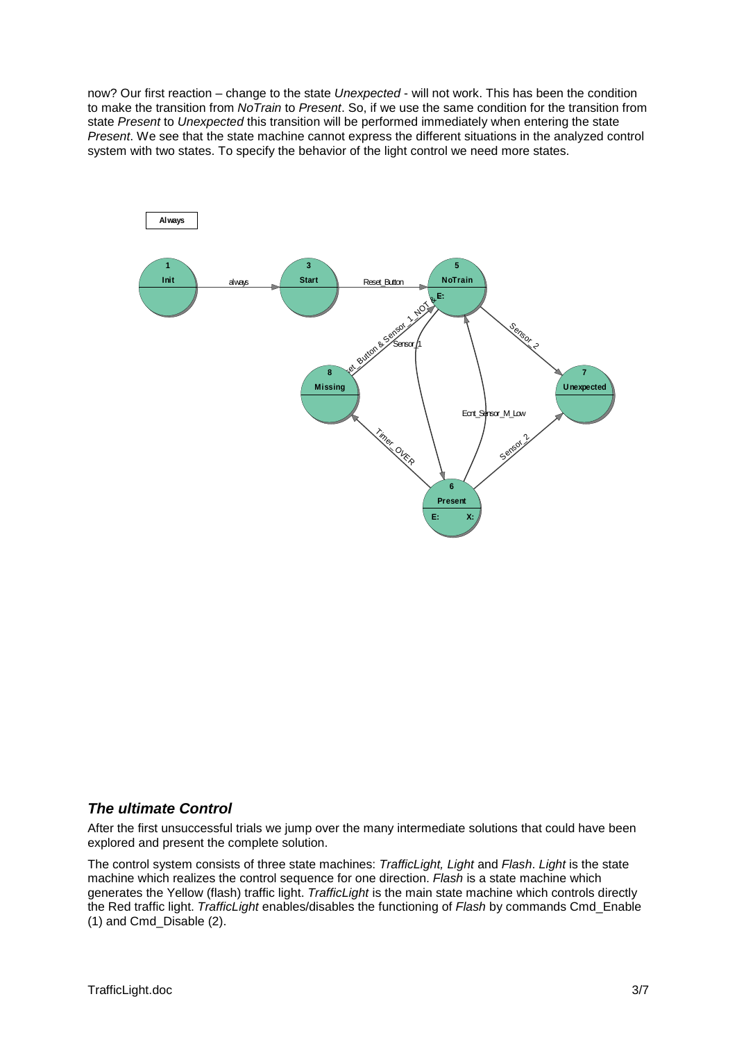now? Our first reaction – change to the state *Unexpected* - will not work. This has been the condition to make the transition from *NoTrain* to *Present*. So, if we use the same condition for the transition from state *Present* to *Unexpected* this transition will be performed immediately when entering the state *Present*. We see that the state machine cannot express the different situations in the analyzed control system with two states. To specify the behavior of the light control we need more states.

Always

1 Init —always→ 3 Start —Reset_Button→ 5 NoTrain (E:)

5 NoTrain —Sensor_2→ 7 Unexpected

5 NoTrain —Sensor_1→ 6 Present (E: X:)

6 Present —Ecnt_Sensor_M_Low→ 5 NoTrain

6 Present —Sensor_2→ 7 Unexpected

6 Present —Timer_OVER→ 8 Missing

8 Missing —Reset_Button & Sensor_1_NOT &→ 5 NoTrain

### *The ultimate Control*

After the first unsuccessful trials we jump over the many intermediate solutions that could have been explored and present the complete solution.

The control system consists of three state machines: *TrafficLight, Light* and *Flash*. *Light* is the state machine which realizes the control sequence for one direction. *Flash* is a state machine which generates the Yellow (flash) traffic light. *TrafficLight* is the main state machine which controls directly the Red traffic light. *TrafficLight* enables/disables the functioning of *Flash* by commands Cmd_Enable (1) and Cmd_Disable (2).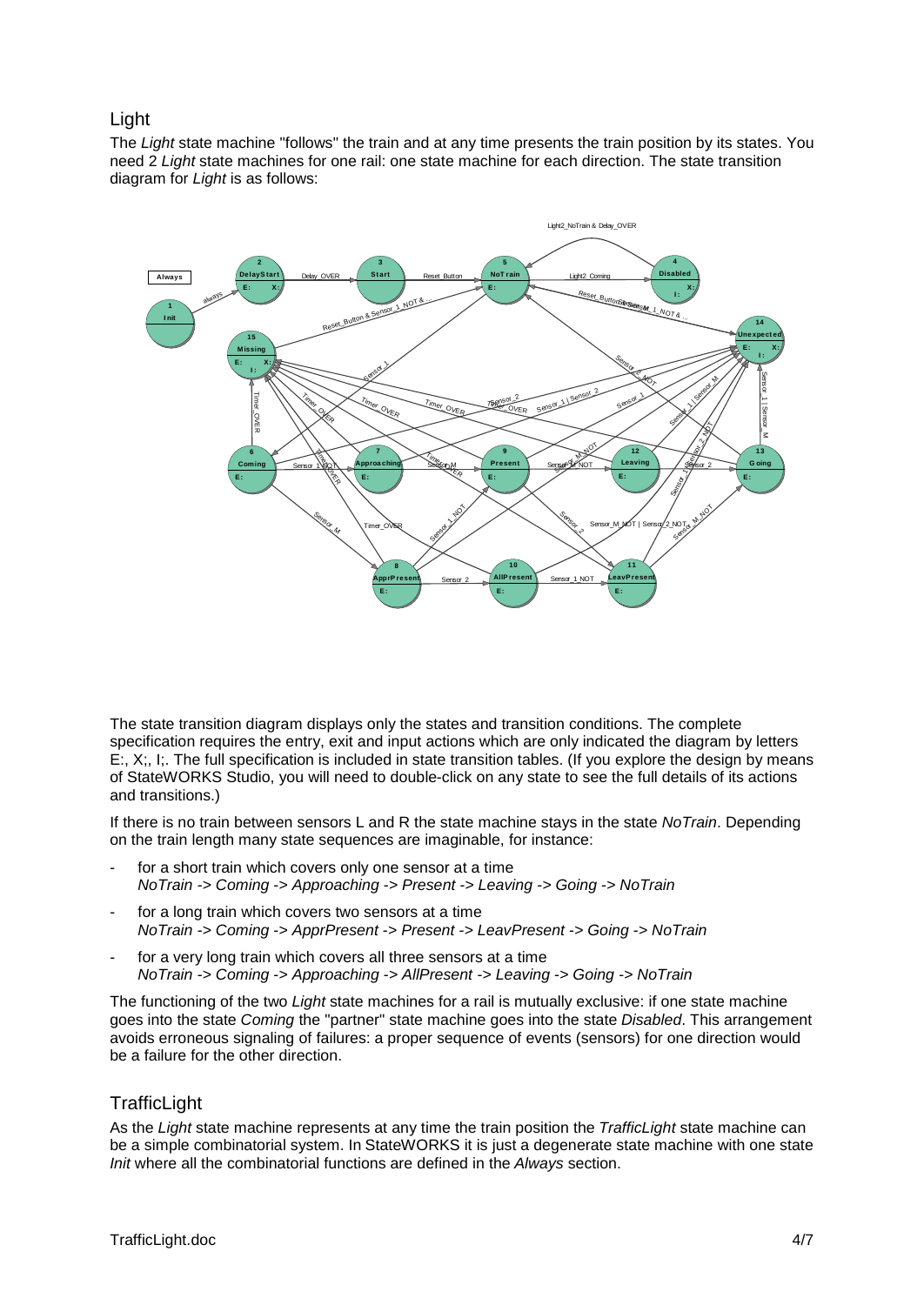## Light

The *Light* state machine "follows" the train and at any time presents the train position by its states. You need 2 *Light* state machines for one rail: one state machine for each direction. The state transition diagram for *Light* is as follows:

The state transition diagram displays only the states and transition conditions. The complete specification requires the entry, exit and input actions which are only indicated the diagram by letters E:, X:, I:. The full specification is included in state transition tables. (If you explore the design by means of StateWORKS Studio, you will need to double-click on any state to see the full details of its actions and transitions.)

If there is no train between sensors L and R the state machine stays in the state *NoTrain*. Depending on the train length many state sequences are imaginable, for instance:

- for a short train which covers only one sensor at a time
  *NoTrain -> Coming -> Approaching -> Present -> Leaving -> Going -> NoTrain*
- for a long train which covers two sensors at a time
  *NoTrain -> Coming -> ApprPresent -> Present -> LeavPresent -> Going -> NoTrain*
- for a very long train which covers all three sensors at a time
  *NoTrain -> Coming -> Approaching -> AllPresent -> Leaving -> Going -> NoTrain*

The functioning of the two *Light* state machines for a rail is mutually exclusive: if one state machine goes into the state *Coming* the "partner" state machine goes into the state *Disabled*. This arrangement avoids erroneous signaling of failures: a proper sequence of events (sensors) for one direction would be a failure for the other direction.

## TrafficLight

As the *Light* state machine represents at any time the train position the *TrafficLight* state machine can be a simple combinatorial system. In StateWORKS it is just a degenerate state machine with one state *Init* where all the combinatorial functions are defined in the *Always* section.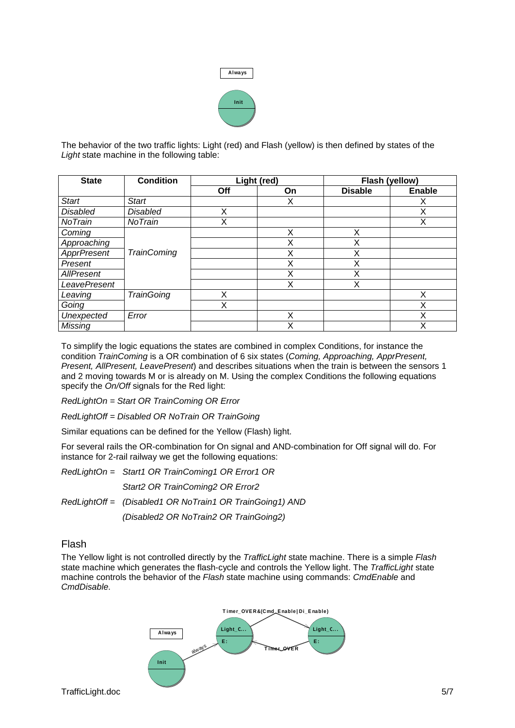The behavior of the two traffic lights: Light (red) and Flash (yellow) is then defined by states of the *Light* state machine in the following table:

| State | Condition | Light (red) | | Flash (yellow) | |
|---|---|---|---|---|---|
| | | Off | On | Disable | Enable |
| *Start* | *Start* | | X | | X |
| *Disabled* | *Disabled* | X | | | X |
| *NoTrain* | *NoTrain* | X | | | X |
| *Coming* | *TrainComing* | | X | X | |
| *Approaching* | | | X | X | |
| *ApprPresent* | | | X | X | |
| *Present* | | | X | X | |
| *AllPresent* | | | X | X | |
| *LeavePresent* | | | X | X | |
| *Leaving* | *TrainGoing* | X | | | X |
| *Going* | | X | | | X |
| *Unexpected* | *Error* | | X | | X |
| *Missing* | | | X | | X |

To simplify the logic equations the states are combined in complex Conditions, for instance the condition *TrainComing* is a OR combination of 6 six states (*Coming, Approaching, ApprPresent, Present, AllPresent, LeavePresent*) and describes situations when the train is between the sensors 1 and 2 moving towards M or is already on M. Using the complex Conditions the following equations specify the *On/Off* signals for the Red light:

*RedLightOn = Start OR TrainComing OR Error*

*RedLightOff = Disabled OR NoTrain OR TrainGoing*

Similar equations can be defined for the Yellow (Flash) light.

For several rails the OR-combination for On signal and AND-combination for Off signal will do. For instance for 2-rail railway we get the following equations:

*RedLightOn = Start1 OR TrainComing1 OR Error1 OR*
*Start2 OR TrainComing2 OR Error2*

*RedLightOff = (Disabled1 OR NoTrain1 OR TrainGoing1) AND*
*(Disabled2 OR NoTrain2 OR TrainGoing2)*

## Flash

The Yellow light is not controlled directly by the *TrafficLight* state machine. There is a simple *Flash* state machine which generates the flash-cycle and controls the Yellow light. The *TrafficLight* state machine controls the behavior of the *Flash* state machine using commands: *CmdEnable* and *CmdDisable*.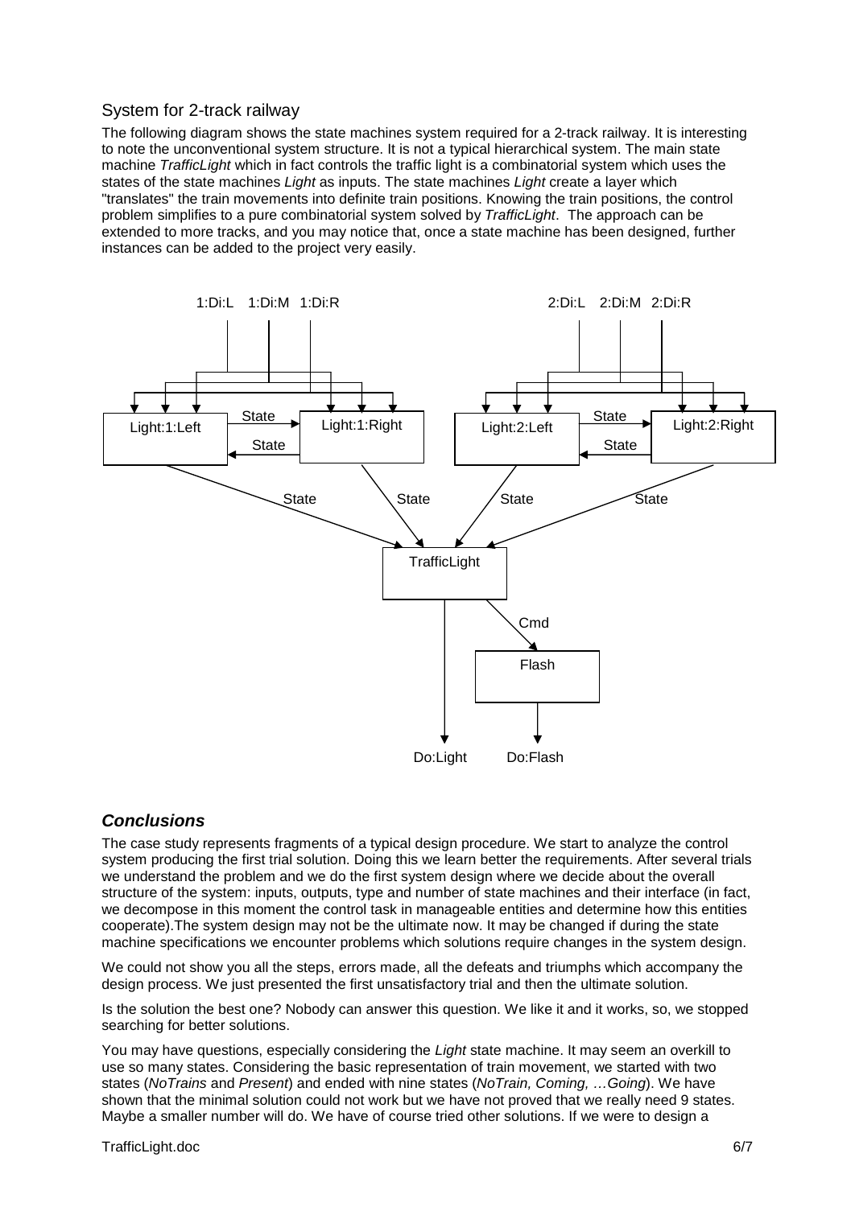### System for 2-track railway

The following diagram shows the state machines system required for a 2-track railway. It is interesting to note the unconventional system structure. It is not a typical hierarchical system. The main state machine *TrafficLight* which in fact controls the traffic light is a combinatorial system which uses the states of the state machines *Light* as inputs. The state machines *Light* create a layer which "translates" the train movements into definite train positions. Knowing the train positions, the control problem simplifies to a pure combinatorial system solved by *TrafficLight*. The approach can be extended to more tracks, and you may notice that, once a state machine has been designed, further instances can be added to the project very easily.

1:Di:L 1:Di:M 1:Di:R 2:Di:L 2:Di:M 2:Di:R

Light:1:Left State State Light:1:Right Light:2:Left State State Light:2:Right

State State State State

TrafficLight

Cmd

Flash

Do:Light Do:Flash

## ***Conclusions***

The case study represents fragments of a typical design procedure. We start to analyze the control system producing the first trial solution. Doing this we learn better the requirements. After several trials we understand the problem and we do the first system design where we decide about the overall structure of the system: inputs, outputs, type and number of state machines and their interface (in fact, we decompose in this moment the control task in manageable entities and determine how this entities cooperate).The system design may not be the ultimate now. It may be changed if during the state machine specifications we encounter problems which solutions require changes in the system design.

We could not show you all the steps, errors made, all the defeats and triumphs which accompany the design process. We just presented the first unsatisfactory trial and then the ultimate solution.

Is the solution the best one? Nobody can answer this question. We like it and it works, so, we stopped searching for better solutions.

You may have questions, especially considering the *Light* state machine. It may seem an overkill to use so many states. Considering the basic representation of train movement, we started with two states (*NoTrains* and *Present*) and ended with nine states (*NoTrain, Coming, …Going*). We have shown that the minimal solution could not work but we have not proved that we really need 9 states. Maybe a smaller number will do. We have of course tried other solutions. If we were to design a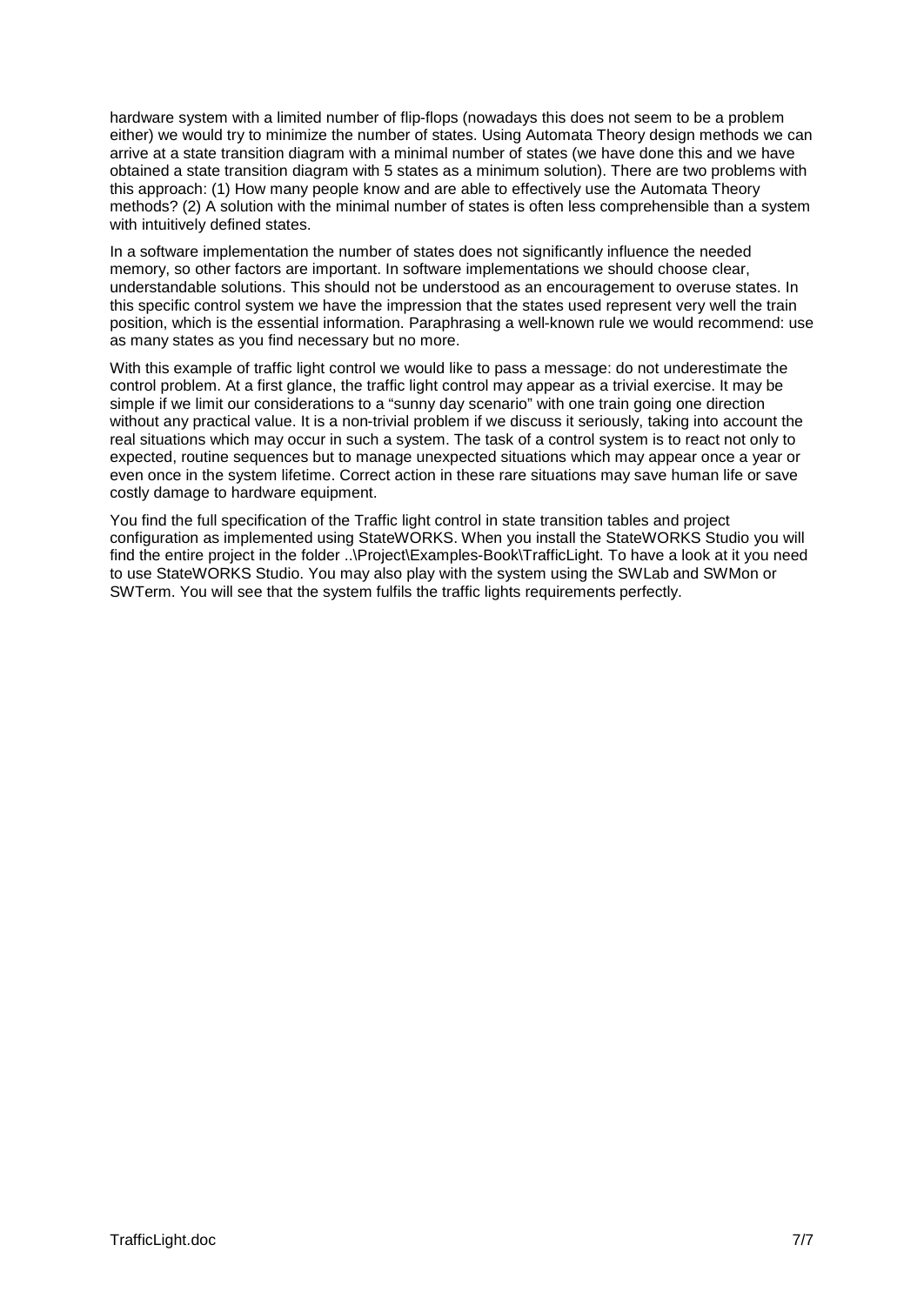hardware system with a limited number of flip-flops (nowadays this does not seem to be a problem either) we would try to minimize the number of states. Using Automata Theory design methods we can arrive at a state transition diagram with a minimal number of states (we have done this and we have obtained a state transition diagram with 5 states as a minimum solution). There are two problems with this approach: (1) How many people know and are able to effectively use the Automata Theory methods? (2) A solution with the minimal number of states is often less comprehensible than a system with intuitively defined states.

In a software implementation the number of states does not significantly influence the needed memory, so other factors are important. In software implementations we should choose clear, understandable solutions. This should not be understood as an encouragement to overuse states. In this specific control system we have the impression that the states used represent very well the train position, which is the essential information. Paraphrasing a well-known rule we would recommend: use as many states as you find necessary but no more.

With this example of traffic light control we would like to pass a message: do not underestimate the control problem. At a first glance, the traffic light control may appear as a trivial exercise. It may be simple if we limit our considerations to a "sunny day scenario" with one train going one direction without any practical value. It is a non-trivial problem if we discuss it seriously, taking into account the real situations which may occur in such a system. The task of a control system is to react not only to expected, routine sequences but to manage unexpected situations which may appear once a year or even once in the system lifetime. Correct action in these rare situations may save human life or save costly damage to hardware equipment.

You find the full specification of the Traffic light control in state transition tables and project configuration as implemented using StateWORKS. When you install the StateWORKS Studio you will find the entire project in the folder ..\Project\Examples-Book\TrafficLight. To have a look at it you need to use StateWORKS Studio. You may also play with the system using the SWLab and SWMon or SWTerm. You will see that the system fulfils the traffic lights requirements perfectly.